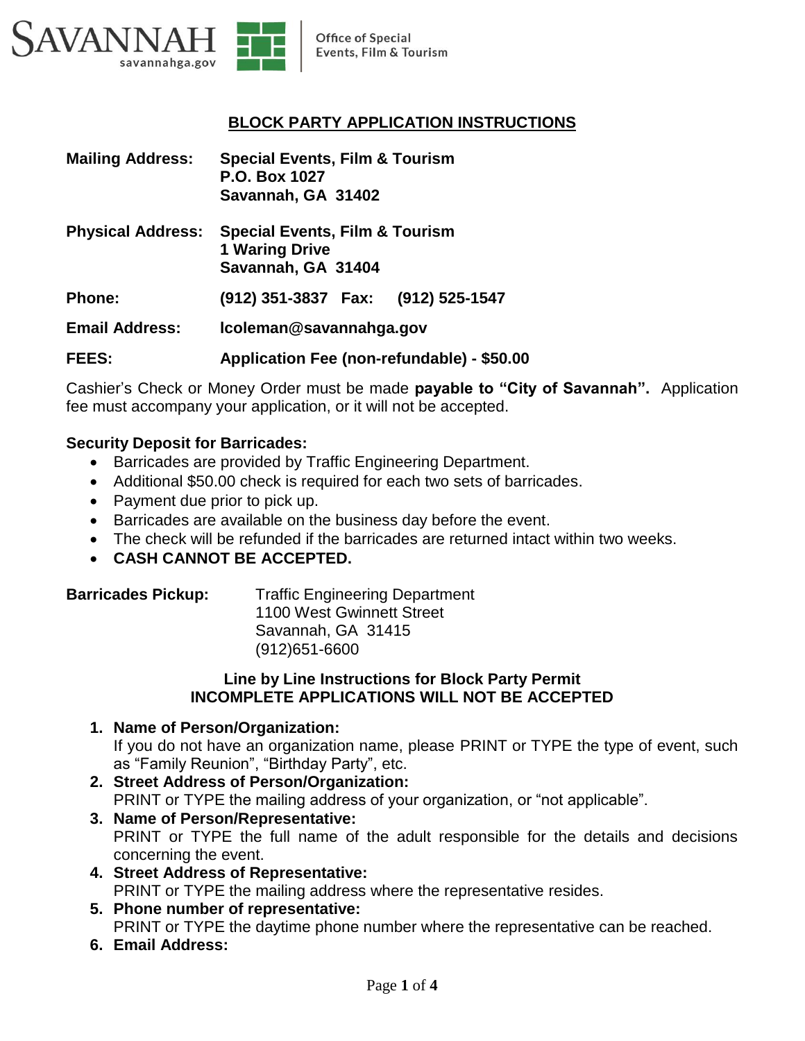SAVANNAH savannahga.gov | Office of Special Events, Film & Tourism

## BLOCK PARTY APPLICATION INSTRUCTIONS

**Mailing Address:** **Special Events, Film & Tourism**
**P.O. Box 1027**
**Savannah, GA 31402**

**Physical Address:** **Special Events, Film & Tourism**
**1 Waring Drive**
**Savannah, GA 31404**

**Phone:** **(912) 351-3837** **Fax:** **(912) 525-1547**

**Email Address:** **lcoleman@savannahga.gov**

**FEES:** **Application Fee (non-refundable) - $50.00**

Cashier's Check or Money Order must be made **payable to "City of Savannah".** Application fee must accompany your application, or it will not be accepted.

**Security Deposit for Barricades:**

- Barricades are provided by Traffic Engineering Department.
- Additional $50.00 check is required for each two sets of barricades.
- Payment due prior to pick up.
- Barricades are available on the business day before the event.
- The check will be refunded if the barricades are returned intact within two weeks.
- **CASH CANNOT BE ACCEPTED.**

**Barricades Pickup:** Traffic Engineering Department
1100 West Gwinnett Street
Savannah, GA 31415
(912)651-6600

### Line by Line Instructions for Block Party Permit
### INCOMPLETE APPLICATIONS WILL NOT BE ACCEPTED

1. **Name of Person/Organization:**
   If you do not have an organization name, please PRINT or TYPE the type of event, such as "Family Reunion", "Birthday Party", etc.
2. **Street Address of Person/Organization:**
   PRINT or TYPE the mailing address of your organization, or "not applicable".
3. **Name of Person/Representative:**
   PRINT or TYPE the full name of the adult responsible for the details and decisions concerning the event.
4. **Street Address of Representative:**
   PRINT or TYPE the mailing address where the representative resides.
5. **Phone number of representative:**
   PRINT or TYPE the daytime phone number where the representative can be reached.
6. **Email Address:**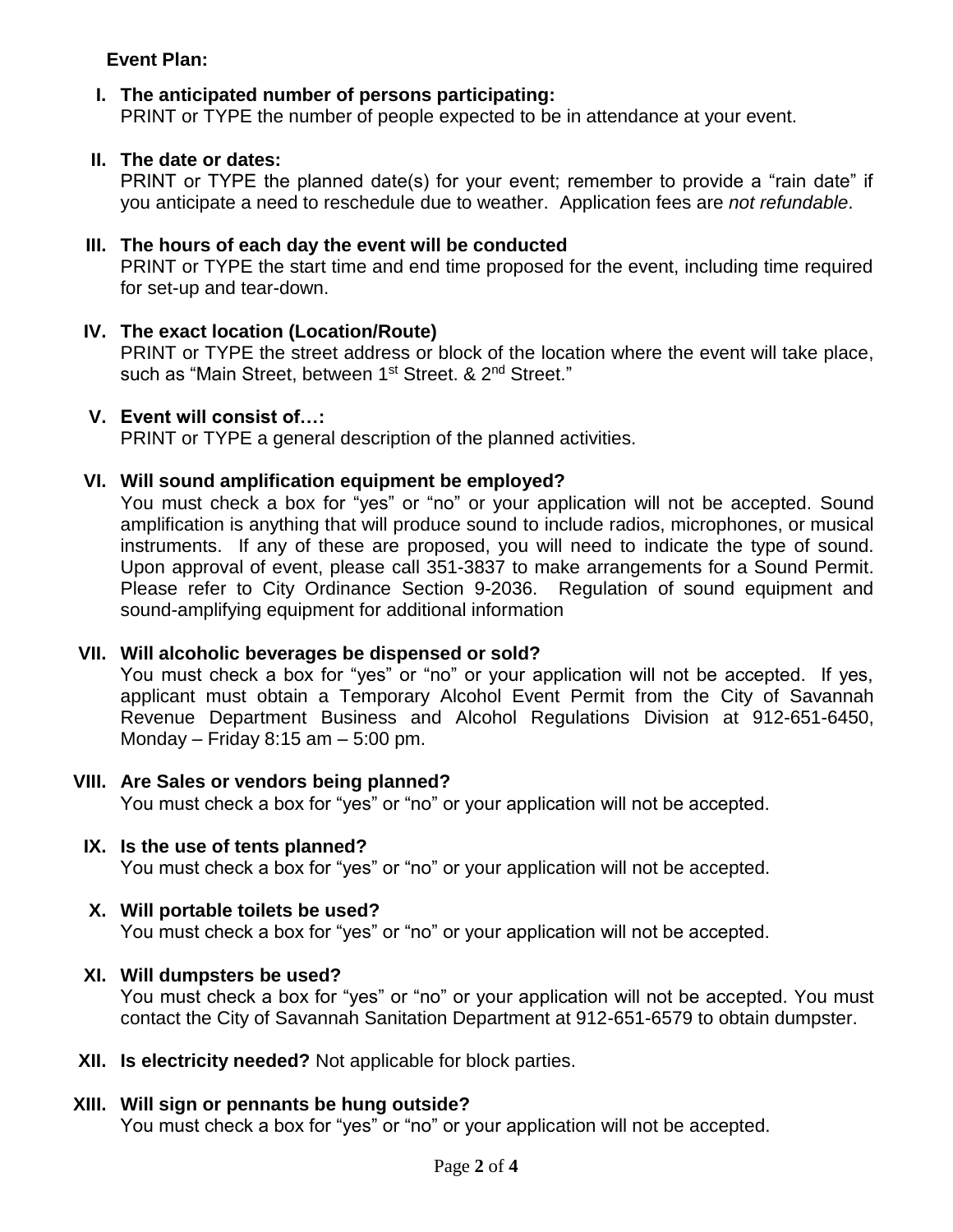**Event Plan:**

**I. The anticipated number of persons participating:**
PRINT or TYPE the number of people expected to be in attendance at your event.

**II. The date or dates:**
PRINT or TYPE the planned date(s) for your event; remember to provide a "rain date" if you anticipate a need to reschedule due to weather. Application fees are *not refundable*.

**III. The hours of each day the event will be conducted**
PRINT or TYPE the start time and end time proposed for the event, including time required for set-up and tear-down.

**IV. The exact location (Location/Route)**
PRINT or TYPE the street address or block of the location where the event will take place, such as "Main Street, between 1st Street. & 2nd Street."

**V. Event will consist of…:**
PRINT or TYPE a general description of the planned activities.

**VI. Will sound amplification equipment be employed?**
You must check a box for "yes" or "no" or your application will not be accepted. Sound amplification is anything that will produce sound to include radios, microphones, or musical instruments. If any of these are proposed, you will need to indicate the type of sound. Upon approval of event, please call 351-3837 to make arrangements for a Sound Permit. Please refer to City Ordinance Section 9-2036. Regulation of sound equipment and sound-amplifying equipment for additional information

**VII. Will alcoholic beverages be dispensed or sold?**
You must check a box for "yes" or "no" or your application will not be accepted. If yes, applicant must obtain a Temporary Alcohol Event Permit from the City of Savannah Revenue Department Business and Alcohol Regulations Division at 912-651-6450, Monday – Friday 8:15 am – 5:00 pm.

**VIII. Are Sales or vendors being planned?**
You must check a box for "yes" or "no" or your application will not be accepted.

**IX. Is the use of tents planned?**
You must check a box for "yes" or "no" or your application will not be accepted.

**X. Will portable toilets be used?**
You must check a box for "yes" or "no" or your application will not be accepted.

**XI. Will dumpsters be used?**
You must check a box for "yes" or "no" or your application will not be accepted. You must contact the City of Savannah Sanitation Department at 912-651-6579 to obtain dumpster.

**XII. Is electricity needed?** Not applicable for block parties.

**XIII. Will sign or pennants be hung outside?**
You must check a box for "yes" or "no" or your application will not be accepted.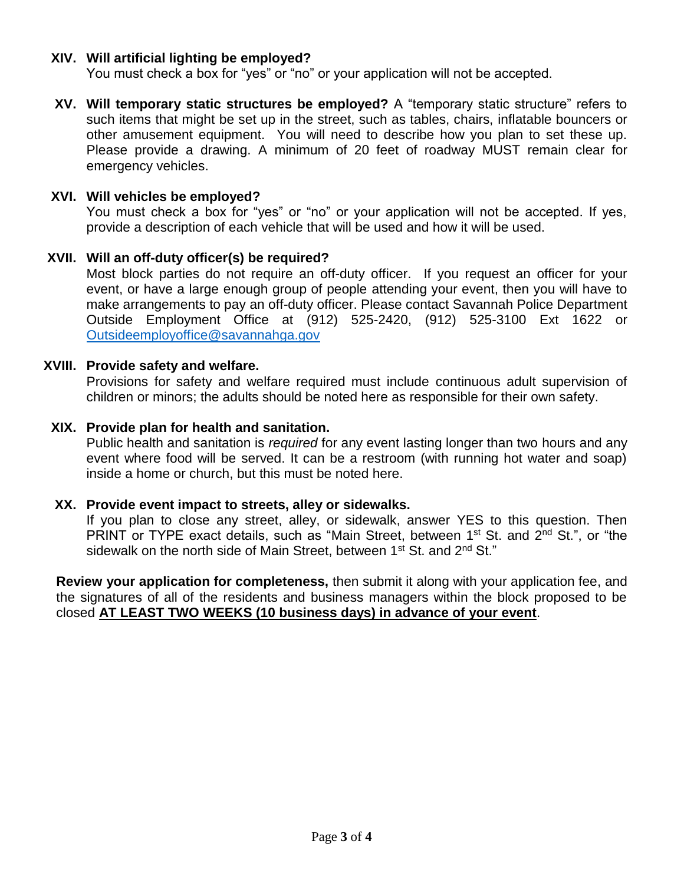**XIV. Will artificial lighting be employed?**
You must check a box for "yes" or "no" or your application will not be accepted.

**XV. Will temporary static structures be employed?** A "temporary static structure" refers to such items that might be set up in the street, such as tables, chairs, inflatable bouncers or other amusement equipment. You will need to describe how you plan to set these up. Please provide a drawing. A minimum of 20 feet of roadway MUST remain clear for emergency vehicles.

**XVI. Will vehicles be employed?**
You must check a box for "yes" or "no" or your application will not be accepted. If yes, provide a description of each vehicle that will be used and how it will be used.

**XVII. Will an off-duty officer(s) be required?**
Most block parties do not require an off-duty officer. If you request an officer for your event, or have a large enough group of people attending your event, then you will have to make arrangements to pay an off-duty officer. Please contact Savannah Police Department Outside Employment Office at (912) 525-2420, (912) 525-3100 Ext 1622 or Outsideemployoffice@savannahga.gov

**XVIII. Provide safety and welfare.**
Provisions for safety and welfare required must include continuous adult supervision of children or minors; the adults should be noted here as responsible for their own safety.

**XIX. Provide plan for health and sanitation.**
Public health and sanitation is *required* for any event lasting longer than two hours and any event where food will be served. It can be a restroom (with running hot water and soap) inside a home or church, but this must be noted here.

**XX. Provide event impact to streets, alley or sidewalks.**
If you plan to close any street, alley, or sidewalk, answer YES to this question. Then PRINT or TYPE exact details, such as "Main Street, between 1st St. and 2nd St.", or "the sidewalk on the north side of Main Street, between 1st St. and 2nd St."

**Review your application for completeness,** then submit it along with your application fee, and the signatures of all of the residents and business managers within the block proposed to be closed **AT LEAST TWO WEEKS (10 business days) in advance of your event**.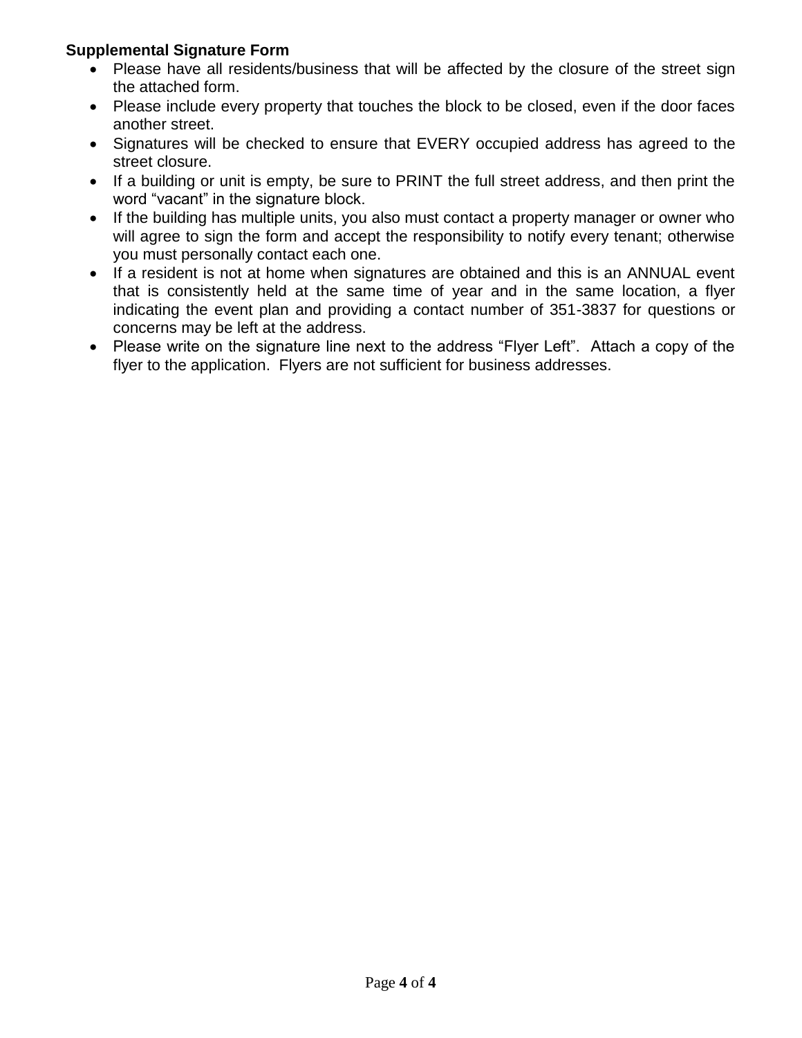**Supplemental Signature Form**

- Please have all residents/business that will be affected by the closure of the street sign the attached form.
- Please include every property that touches the block to be closed, even if the door faces another street.
- Signatures will be checked to ensure that EVERY occupied address has agreed to the street closure.
- If a building or unit is empty, be sure to PRINT the full street address, and then print the word "vacant" in the signature block.
- If the building has multiple units, you also must contact a property manager or owner who will agree to sign the form and accept the responsibility to notify every tenant; otherwise you must personally contact each one.
- If a resident is not at home when signatures are obtained and this is an ANNUAL event that is consistently held at the same time of year and in the same location, a flyer indicating the event plan and providing a contact number of 351-3837 for questions or concerns may be left at the address.
- Please write on the signature line next to the address "Flyer Left". Attach a copy of the flyer to the application. Flyers are not sufficient for business addresses.